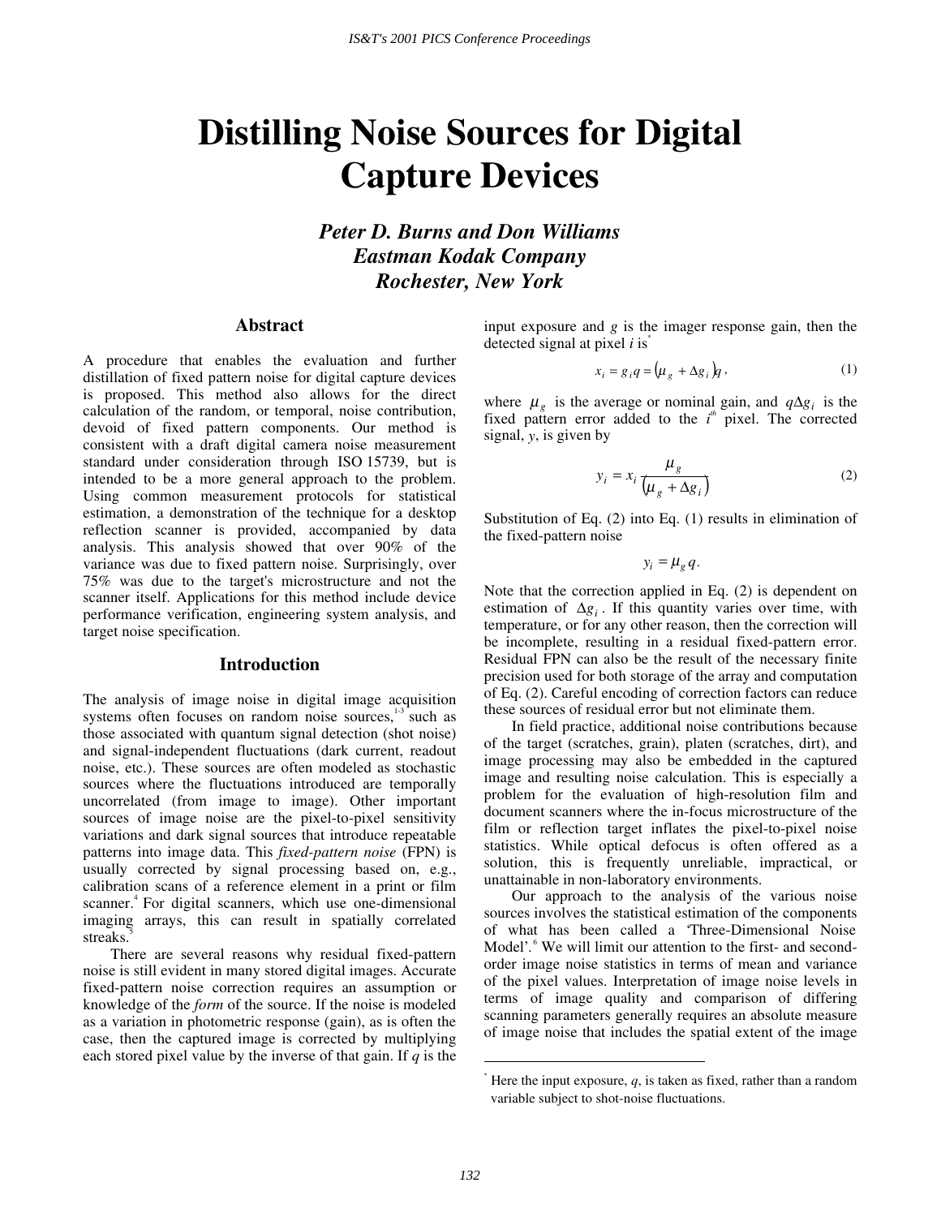# Distilling Noise Sources for Digital Capture Devices

***Peter D. Burns and Don Williams***
***Eastman Kodak Company***
***Rochester, New York***

## Abstract

A procedure that enables the evaluation and further distillation of fixed pattern noise for digital capture devices is proposed. This method also allows for the direct calculation of the random, or temporal, noise contribution, devoid of fixed pattern components. Our method is consistent with a draft digital camera noise measurement standard under consideration through ISO 15739, but is intended to be a more general approach to the problem. Using common measurement protocols for statistical estimation, a demonstration of the technique for a desktop reflection scanner is provided, accompanied by data analysis. This analysis showed that over 90% of the variance was due to fixed pattern noise. Surprisingly, over 75% was due to the target's microstructure and not the scanner itself. Applications for this method include device performance verification, engineering system analysis, and target noise specification.

## Introduction

The analysis of image noise in digital image acquisition systems often focuses on random noise sources,[1-3] such as those associated with quantum signal detection (shot noise) and signal-independent fluctuations (dark current, readout noise, etc.). These sources are often modeled as stochastic sources where the fluctuations introduced are temporally uncorrelated (from image to image). Other important sources of image noise are the pixel-to-pixel sensitivity variations and dark signal sources that introduce repeatable patterns into image data. This *fixed-pattern noise* (FPN) is usually corrected by signal processing based on, e.g., calibration scans of a reference element in a print or film scanner.[4] For digital scanners, which use one-dimensional imaging arrays, this can result in spatially correlated streaks.[5]

There are several reasons why residual fixed-pattern noise is still evident in many stored digital images. Accurate fixed-pattern noise correction requires an assumption or knowledge of the *form* of the source. If the noise is modeled as a variation in photometric response (gain), as is often the case, then the captured image is corrected by multiplying each stored pixel value by the inverse of that gain. If $q$ is the input exposure and $g$ is the imager response gain, then the detected signal at pixel $i$ is[*]

$$x_i = g_i q = (\mu_g + \Delta g_i)q \, , \tag{1}$$

where $\mu_g$ is the average or nominal gain, and $q\Delta g_i$ is the fixed pattern error added to the $i^{th}$ pixel. The corrected signal, $y$, is given by

$$y_i = x_i \frac{\mu_g}{(\mu_g + \Delta g_i)} \tag{2}$$

Substitution of Eq. (2) into Eq. (1) results in elimination of the fixed-pattern noise

$$y_i = \mu_g q.$$

Note that the correction applied in Eq. (2) is dependent on estimation of $\Delta g_i$. If this quantity varies over time, with temperature, or for any other reason, then the correction will be incomplete, resulting in a residual fixed-pattern error. Residual FPN can also be the result of the necessary finite precision used for both storage of the array and computation of Eq. (2). Careful encoding of correction factors can reduce these sources of residual error but not eliminate them.

In field practice, additional noise contributions because of the target (scratches, grain), platen (scratches, dirt), and image processing may also be embedded in the captured image and resulting noise calculation. This is especially a problem for the evaluation of high-resolution film and document scanners where the in-focus microstructure of the film or reflection target inflates the pixel-to-pixel noise statistics. While optical defocus is often offered as a solution, this is frequently unreliable, impractical, or unattainable in non-laboratory environments.

Our approach to the analysis of the various noise sources involves the statistical estimation of the components of what has been called a 'Three-Dimensional Noise Model'.[6] We will limit our attention to the first- and second-order image noise statistics in terms of mean and variance of the pixel values. Interpretation of image noise levels in terms of image quality and comparison of differing scanning parameters generally requires an absolute measure of image noise that includes the spatial extent of the image

---

[*] Here the input exposure, $q$, is taken as fixed, rather than a random variable subject to shot-noise fluctuations.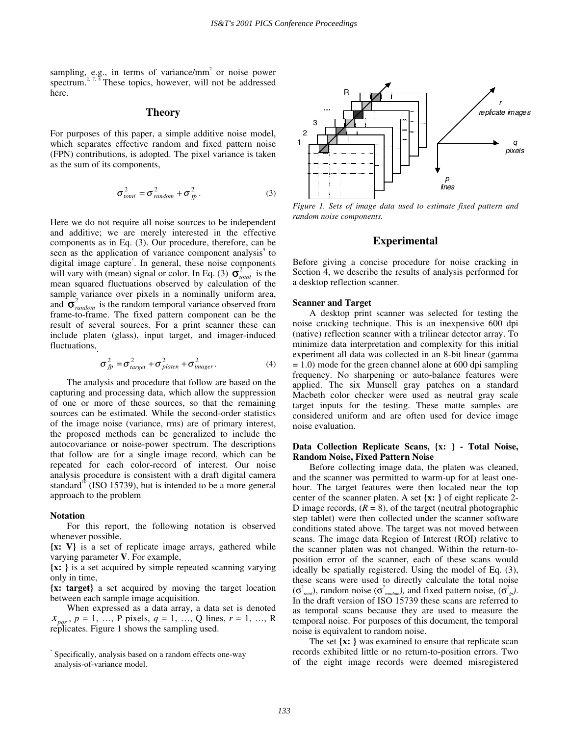sampling, e.g., in terms of variance/mm$^2$ or noise power spectrum.[2, 7, 8] These topics, however, will not be addressed here.

## Theory

For purposes of this paper, a simple additive noise model, which separates effective random and fixed pattern noise (FPN) contributions, is adopted. The pixel variance is taken as the sum of its components,

$$\sigma^2_{total} = \sigma^2_{random} + \sigma^2_{fp} \, . \tag{3}$$

Here we do not require all noise sources to be independent and additive; we are merely interested in the effective components as in Eq. (3). Our procedure, therefore, can be seen as the application of variance component analysis[9] to digital image capture*. In general, these noise components will vary with (mean) signal or color. In Eq. (3) $\sigma^2_{total}$ is the mean squared fluctuations observed by calculation of the sample variance over pixels in a nominally uniform area, and $\sigma^2_{random}$ is the random temporal variance observed from frame-to-frame. The fixed pattern component can be the result of several sources. For a print scanner these can include platen (glass), input target, and imager-induced fluctuations,

$$\sigma^2_{fp} = \sigma^2_{target} + \sigma^2_{platen} + \sigma^2_{imager} \, . \tag{4}$$

The analysis and procedure that follow are based on the capturing and processing data, which allow the suppression of one or more of these sources, so that the remaining sources can be estimated. While the second-order statistics of the image noise (variance, rms) are of primary interest, the proposed methods can be generalized to include the autocovariance or noise-power spectrum. The descriptions that follow are for a single image record, which can be repeated for each color-record of interest. Our noise analysis procedure is consistent with a draft digital camera standard[10] (ISO 15739), but is intended to be a more general approach to the problem

### Notation

For this report, the following notation is observed whenever possible,

**{x: V}** is a set of replicate image arrays, gathered while varying parameter **V**. For example,

**{x: }** is a set acquired by simple repeated scanning varying only in time,

**{x: target}** a set acquired by moving the target location between each sample image acquisition.

When expressed as a data array, a data set is denoted $x_{pqr}$, $p$ = 1, …, P pixels, $q$ = 1, …, Q lines, $r$ = 1, …, R replicates. Figure 1 shows the sampling used.

*Figure 1. Sets of image data used to estimate fixed pattern and random noise components.*

## Experimental

Before giving a concise procedure for noise cracking in Section 4, we describe the results of analysis performed for a desktop reflection scanner.

### Scanner and Target

A desktop print scanner was selected for testing the noise cracking technique. This is an inexpensive 600 dpi (native) reflection scanner with a trilinear detector array. To minimize data interpretation and complexity for this initial experiment all data was collected in an 8-bit linear (gamma = 1.0) mode for the green channel alone at 600 dpi sampling frequency. No sharpening or auto-balance features were applied. The six Munsell gray patches on a standard Macbeth color checker were used as neutral gray scale target inputs for the testing. These matte samples are considered uniform and are often used for device image noise evaluation.

### Data Collection Replicate Scans, {x: } - Total Noise, Random Noise, Fixed Pattern Noise

Before collecting image data, the platen was cleaned, and the scanner was permitted to warm-up for at least one-hour. The target features were then located near the top center of the scanner platen. A set **{x: }** of eight replicate 2-D image records, ($R$ = 8), of the target (neutral photographic step tablet) were then collected under the scanner software conditions stated above. The target was not moved between scans. The image data Region of Interest (ROI) relative to the scanner platen was not changed. Within the return-to-position error of the scanner, each of these scans would ideally be spatially registered. Using the model of Eq. (3), these scans were used to directly calculate the total noise ($\sigma^2_{total}$), random noise ($\sigma^2_{random}$), and fixed pattern noise, ($\sigma^2_{fp}$). In the draft version of ISO 15739 these scans are referred to as temporal scans because they are used to measure the temporal noise. For purposes of this document, the temporal noise is equivalent to random noise.

The set **{x: }** was examined to ensure that replicate scan records exhibited little or no return-to-position errors. Two of the eight image records were deemed misregistered

* Specifically, analysis based on a random effects one-way analysis-of-variance model.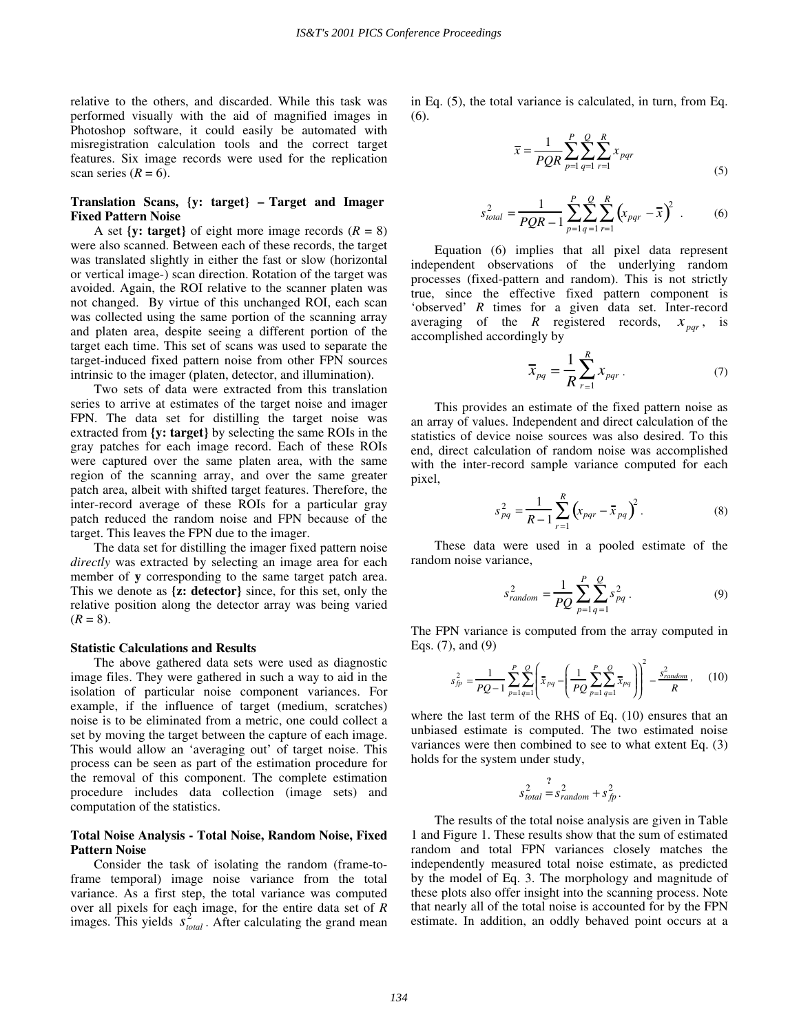relative to the others, and discarded. While this task was performed visually with the aid of magnified images in Photoshop software, it could easily be automated with misregistration calculation tools and the correct target features. Six image records were used for the replication scan series ($R = 6$).

### Translation Scans, {y: target} – Target and Imager Fixed Pattern Noise

A set **{y: target}** of eight more image records ($R = 8$) were also scanned. Between each of these records, the target was translated slightly in either the fast or slow (horizontal or vertical image-) scan direction. Rotation of the target was avoided. Again, the ROI relative to the scanner platen was not changed. By virtue of this unchanged ROI, each scan was collected using the same portion of the scanning array and platen area, despite seeing a different portion of the target each time. This set of scans was used to separate the target-induced fixed pattern noise from other FPN sources intrinsic to the imager (platen, detector, and illumination).

Two sets of data were extracted from this translation series to arrive at estimates of the target noise and imager FPN. The data set for distilling the target noise was extracted from **{y: target}** by selecting the same ROIs in the gray patches for each image record. Each of these ROIs were captured over the same platen area, with the same region of the scanning array, and over the same greater patch area, albeit with shifted target features. Therefore, the inter-record average of these ROIs for a particular gray patch reduced the random noise and FPN because of the target. This leaves the FPN due to the imager.

The data set for distilling the imager fixed pattern noise *directly* was extracted by selecting an image area for each member of **y** corresponding to the same target patch area. This we denote as **{z: detector}** since, for this set, only the relative position along the detector array was being varied ($R = 8$).

### Statistic Calculations and Results

The above gathered data sets were used as diagnostic image files. They were gathered in such a way to aid in the isolation of particular noise component variances. For example, if the influence of target (medium, scratches) noise is to be eliminated from a metric, one could collect a set by moving the target between the capture of each image. This would allow an 'averaging out' of target noise. This process can be seen as part of the estimation procedure for the removal of this component. The complete estimation procedure includes data collection (image sets) and computation of the statistics.

### Total Noise Analysis - Total Noise, Random Noise, Fixed Pattern Noise

Consider the task of isolating the random (frame-to-frame temporal) image noise variance from the total variance. As a first step, the total variance was computed over all pixels for each image, for the entire data set of $R$ images. This yields $s^2_{total}$. After calculating the grand mean in Eq. (5), the total variance is calculated, in turn, from Eq. (6).

$$\bar{x} = \frac{1}{PQR}\sum_{p=1}^{P}\sum_{q=1}^{Q}\sum_{r=1}^{R} x_{pqr} \tag{5}$$

$$s^2_{total} = \frac{1}{PQR-1}\sum_{p=1}^{P}\sum_{q=1}^{Q}\sum_{r=1}^{R}\left(x_{pqr} - \bar{x}\right)^2 . \tag{6}$$

Equation (6) implies that all pixel data represent independent observations of the underlying random processes (fixed-pattern and random). This is not strictly true, since the effective fixed pattern component is 'observed' $R$ times for a given data set. Inter-record averaging of the $R$ registered records, $x_{pqr}$, is accomplished accordingly by

$$\bar{x}_{pq} = \frac{1}{R}\sum_{r=1}^{R} x_{pqr} . \tag{7}$$

This provides an estimate of the fixed pattern noise as an array of values. Independent and direct calculation of the statistics of device noise sources was also desired. To this end, direct calculation of random noise was accomplished with the inter-record sample variance computed for each pixel,

$$s^2_{pq} = \frac{1}{R-1}\sum_{r=1}^{R}\left(x_{pqr} - \bar{x}_{pq}\right)^2 . \tag{8}$$

These data were used in a pooled estimate of the random noise variance,

$$s^2_{random} = \frac{1}{PQ}\sum_{p=1}^{P}\sum_{q=1}^{Q} s^2_{pq} . \tag{9}$$

The FPN variance is computed from the array computed in Eqs. (7), and (9)

$$s^2_{fp} = \frac{1}{PQ-1}\sum_{p=1}^{P}\sum_{q=1}^{Q}\left(\bar{x}_{pq} - \left(\frac{1}{PQ}\sum_{p=1}^{P}\sum_{q=1}^{Q}\bar{x}_{pq}\right)\right)^2 - \frac{s^2_{random}}{R} , \tag{10}$$

where the last term of the RHS of Eq. (10) ensures that an unbiased estimate is computed. The two estimated noise variances were then combined to see to what extent Eq. (3) holds for the system under study,

$$s^2_{total} \overset{?}{=} s^2_{random} + s^2_{fp} .$$

The results of the total noise analysis are given in Table 1 and Figure 1. These results show that the sum of estimated random and total FPN variances closely matches the independently measured total noise estimate, as predicted by the model of Eq. 3. The morphology and magnitude of these plots also offer insight into the scanning process. Note that nearly all of the total noise is accounted for by the FPN estimate. In addition, an oddly behaved point occurs at a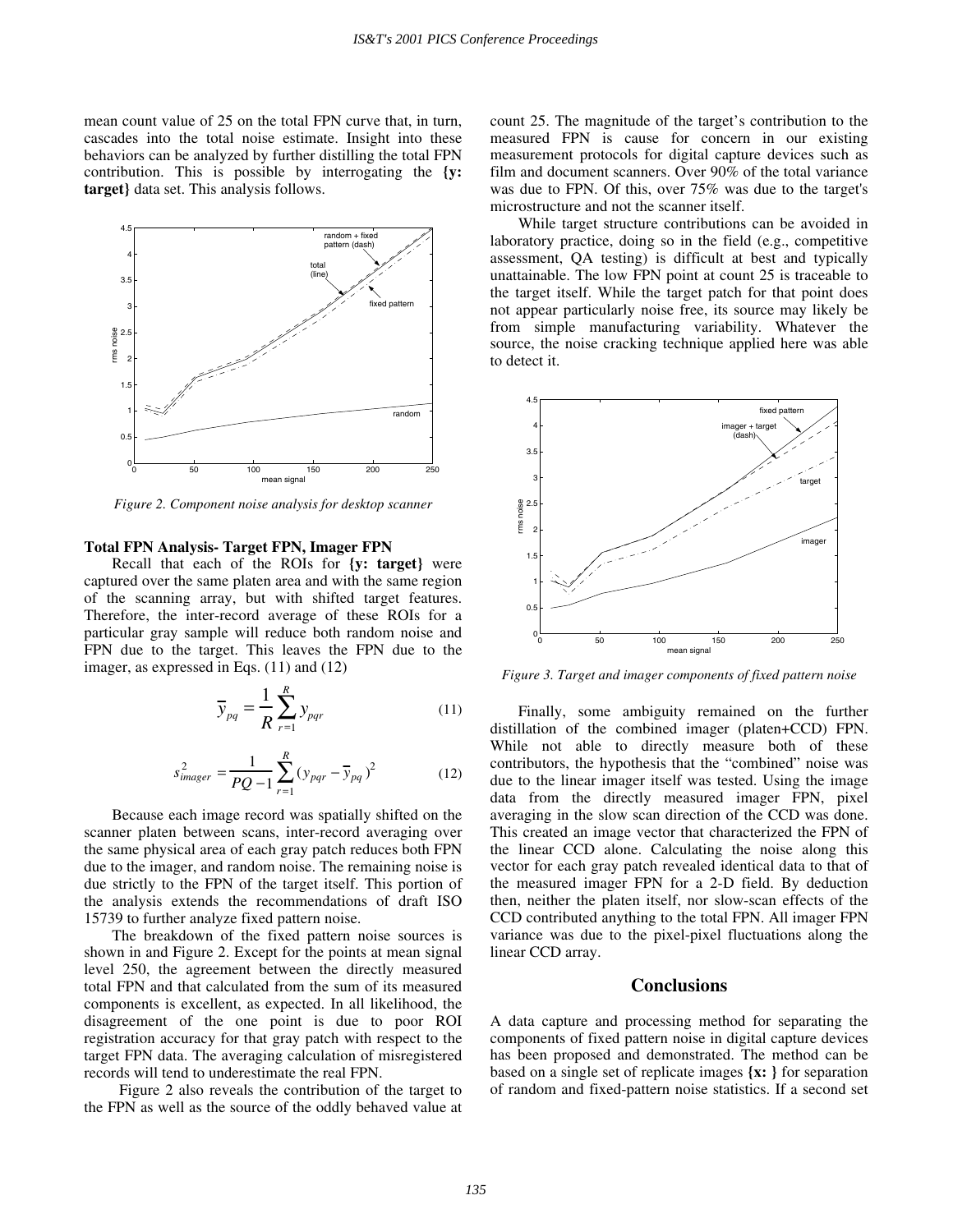mean count value of 25 on the total FPN curve that, in turn, cascades into the total noise estimate. Insight into these behaviors can be analyzed by further distilling the total FPN contribution. This is possible by interrogating the **{y: target}** data set. This analysis follows.

*Figure 2. Component noise analysis for desktop scanner*

### Total FPN Analysis- Target FPN, Imager FPN

Recall that each of the ROIs for **{y: target}** were captured over the same platen area and with the same region of the scanning array, but with shifted target features. Therefore, the inter-record average of these ROIs for a particular gray sample will reduce both random noise and FPN due to the target. This leaves the FPN due to the imager, as expressed in Eqs. (11) and (12)

$$\overline{y}_{pq} = \frac{1}{R}\sum_{r=1}^{R} y_{pqr} \tag{11}$$

$$s_{imager}^{2} = \frac{1}{PQ-1}\sum_{r=1}^{R}(y_{pqr} - \overline{y}_{pq})^{2} \tag{12}$$

Because each image record was spatially shifted on the scanner platen between scans, inter-record averaging over the same physical area of each gray patch reduces both FPN due to the imager, and random noise. The remaining noise is due strictly to the FPN of the target itself. This portion of the analysis extends the recommendations of draft ISO 15739 to further analyze fixed pattern noise.

The breakdown of the fixed pattern noise sources is shown in and Figure 2. Except for the points at mean signal level 250, the agreement between the directly measured total FPN and that calculated from the sum of its measured components is excellent, as expected. In all likelihood, the disagreement of the one point is due to poor ROI registration accuracy for that gray patch with respect to the target FPN data. The averaging calculation of misregistered records will tend to underestimate the real FPN.

Figure 2 also reveals the contribution of the target to the FPN as well as the source of the oddly behaved value at count 25. The magnitude of the target's contribution to the measured FPN is cause for concern in our existing measurement protocols for digital capture devices such as film and document scanners. Over 90% of the total variance was due to FPN. Of this, over 75% was due to the target's microstructure and not the scanner itself.

While target structure contributions can be avoided in laboratory practice, doing so in the field (e.g., competitive assessment, QA testing) is difficult at best and typically unattainable. The low FPN point at count 25 is traceable to the target itself. While the target patch for that point does not appear particularly noise free, its source may likely be from simple manufacturing variability. Whatever the source, the noise cracking technique applied here was able to detect it.

*Figure 3. Target and imager components of fixed pattern noise*

Finally, some ambiguity remained on the further distillation of the combined imager (platen+CCD) FPN. While not able to directly measure both of these contributors, the hypothesis that the "combined" noise was due to the linear imager itself was tested. Using the image data from the directly measured imager FPN, pixel averaging in the slow scan direction of the CCD was done. This created an image vector that characterized the FPN of the linear CCD alone. Calculating the noise along this vector for each gray patch revealed identical data to that of the measured imager FPN for a 2-D field. By deduction then, neither the platen itself, nor slow-scan effects of the CCD contributed anything to the total FPN. All imager FPN variance was due to the pixel-pixel fluctuations along the linear CCD array.

## Conclusions

A data capture and processing method for separating the components of fixed pattern noise in digital capture devices has been proposed and demonstrated. The method can be based on a single set of replicate images **{x: }** for separation of random and fixed-pattern noise statistics. If a second set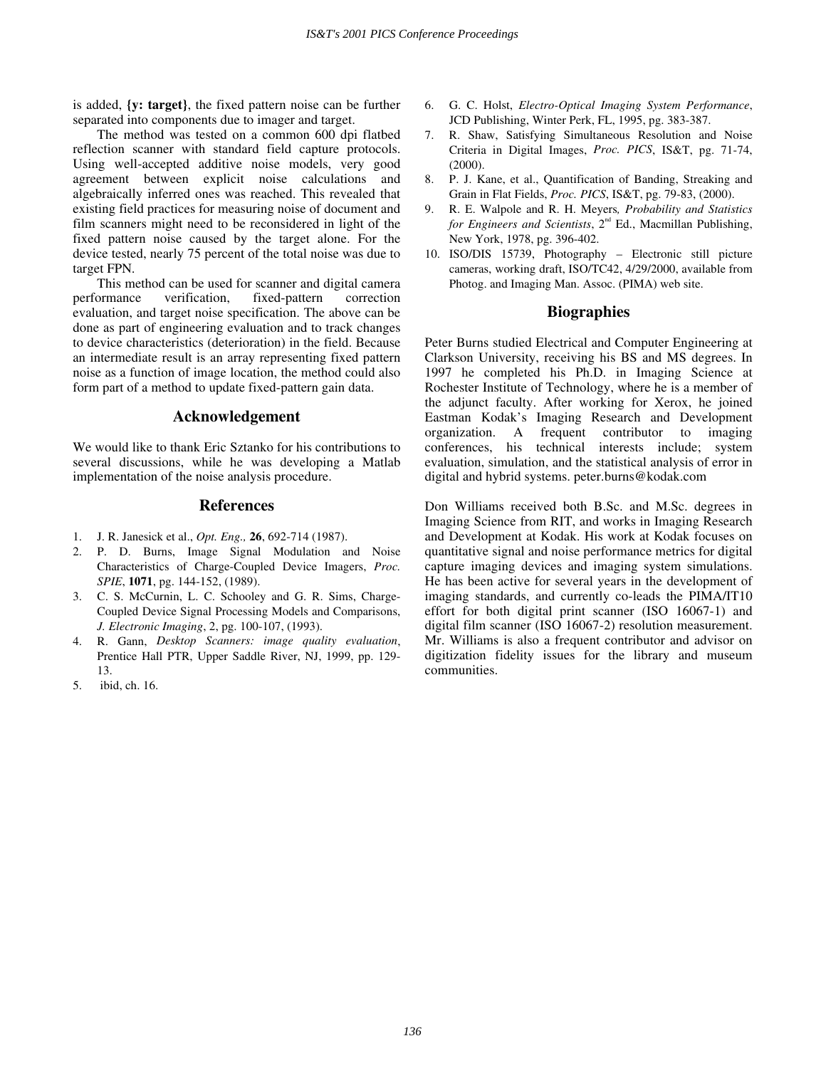is added, **{y: target}**, the fixed pattern noise can be further separated into components due to imager and target.

The method was tested on a common 600 dpi flatbed reflection scanner with standard field capture protocols. Using well-accepted additive noise models, very good agreement between explicit noise calculations and algebraically inferred ones was reached. This revealed that existing field practices for measuring noise of document and film scanners might need to be reconsidered in light of the fixed pattern noise caused by the target alone. For the device tested, nearly 75 percent of the total noise was due to target FPN.

This method can be used for scanner and digital camera performance verification, fixed-pattern correction evaluation, and target noise specification. The above can be done as part of engineering evaluation and to track changes to device characteristics (deterioration) in the field. Because an intermediate result is an array representing fixed pattern noise as a function of image location, the method could also form part of a method to update fixed-pattern gain data.

## Acknowledgement

We would like to thank Eric Sztanko for his contributions to several discussions, while he was developing a Matlab implementation of the noise analysis procedure.

## References

1. J. R. Janesick et al., *Opt. Eng.,* **26**, 692-714 (1987).
2. P. D. Burns, Image Signal Modulation and Noise Characteristics of Charge-Coupled Device Imagers, *Proc. SPIE*, **1071**, pg. 144-152, (1989).
3. C. S. McCurnin, L. C. Schooley and G. R. Sims, Charge-Coupled Device Signal Processing Models and Comparisons, *J. Electronic Imaging*, 2, pg. 100-107, (1993).
4. R. Gann, *Desktop Scanners: image quality evaluation*, Prentice Hall PTR, Upper Saddle River, NJ, 1999, pp. 129-13.
5. ibid, ch. 16.
6. G. C. Holst, *Electro-Optical Imaging System Performance*, JCD Publishing, Winter Perk, FL, 1995, pg. 383-387.
7. R. Shaw, Satisfying Simultaneous Resolution and Noise Criteria in Digital Images, *Proc. PICS*, IS&T, pg. 71-74, (2000).
8. P. J. Kane, et al., Quantification of Banding, Streaking and Grain in Flat Fields, *Proc. PICS*, IS&T, pg. 79-83, (2000).
9. R. E. Walpole and R. H. Meyers*, Probability and Statistics for Engineers and Scientists*, 2nd Ed., Macmillan Publishing, New York, 1978, pg. 396-402.
10. ISO/DIS 15739, Photography – Electronic still picture cameras, working draft, ISO/TC42, 4/29/2000, available from Photog. and Imaging Man. Assoc. (PIMA) web site.

## Biographies

Peter Burns studied Electrical and Computer Engineering at Clarkson University, receiving his BS and MS degrees. In 1997 he completed his Ph.D. in Imaging Science at Rochester Institute of Technology, where he is a member of the adjunct faculty. After working for Xerox, he joined Eastman Kodak's Imaging Research and Development organization. A frequent contributor to imaging conferences, his technical interests include; system evaluation, simulation, and the statistical analysis of error in digital and hybrid systems. peter.burns@kodak.com

Don Williams received both B.Sc. and M.Sc. degrees in Imaging Science from RIT, and works in Imaging Research and Development at Kodak. His work at Kodak focuses on quantitative signal and noise performance metrics for digital capture imaging devices and imaging system simulations. He has been active for several years in the development of imaging standards, and currently co-leads the PIMA/IT10 effort for both digital print scanner (ISO 16067-1) and digital film scanner (ISO 16067-2) resolution measurement. Mr. Williams is also a frequent contributor and advisor on digitization fidelity issues for the library and museum communities.